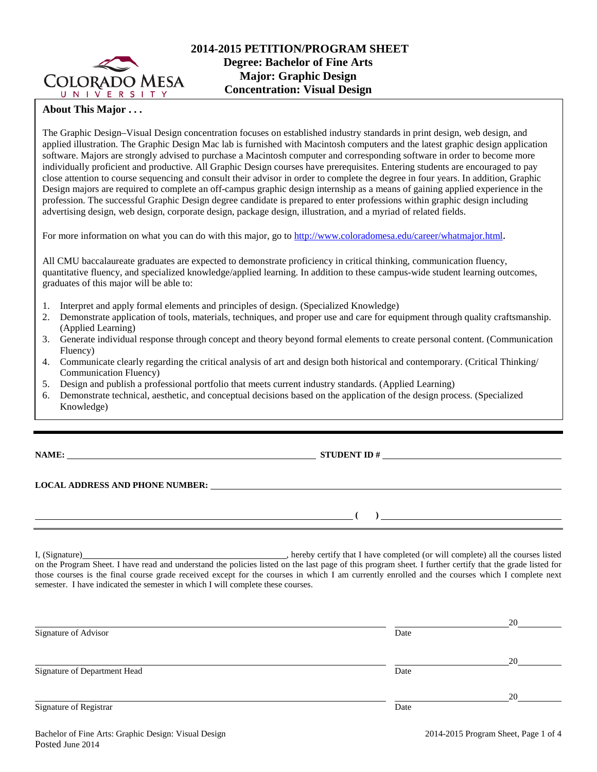# 2014-2015 PETITION/PROGRAM SHEET

## Degree: Bachelor of Fine Arts
## Major: Graphic Design
## Concentration: Visual Design

### About This Major . . .

The Graphic Design–Visual Design concentration focuses on established industry standards in print design, web design, and applied illustration. The Graphic Design Mac lab is furnished with Macintosh computers and the latest graphic design application software. Majors are strongly advised to purchase a Macintosh computer and corresponding software in order to become more individually proficient and productive. All Graphic Design courses have prerequisites. Entering students are encouraged to pay close attention to course sequencing and consult their advisor in order to complete the degree in four years. In addition, Graphic Design majors are required to complete an off-campus graphic design internship as a means of gaining applied experience in the profession. The successful Graphic Design degree candidate is prepared to enter professions within graphic design including advertising design, web design, corporate design, package design, illustration, and a myriad of related fields.

For more information on what you can do with this major, go to http://www.coloradomesa.edu/career/whatmajor.html.

All CMU baccalaureate graduates are expected to demonstrate proficiency in critical thinking, communication fluency, quantitative fluency, and specialized knowledge/applied learning. In addition to these campus-wide student learning outcomes, graduates of this major will be able to:

1. Interpret and apply formal elements and principles of design. (Specialized Knowledge)
2. Demonstrate application of tools, materials, techniques, and proper use and care for equipment through quality craftsmanship. (Applied Learning)
3. Generate individual response through concept and theory beyond formal elements to create personal content. (Communication Fluency)
4. Communicate clearly regarding the critical analysis of art and design both historical and contemporary. (Critical Thinking/ Communication Fluency)
5. Design and publish a professional portfolio that meets current industry standards. (Applied Learning)
6. Demonstrate technical, aesthetic, and conceptual decisions based on the application of the design process. (Specialized Knowledge)

---

**NAME:** ______________________________ **STUDENT ID #** ______________________________

**LOCAL ADDRESS AND PHONE NUMBER:** ______________________________

______________________________ **( )** ______________________________

I, (Signature)______________________________, hereby certify that I have completed (or will complete) all the courses listed on the Program Sheet. I have read and understand the policies listed on the last page of this program sheet. I further certify that the grade listed for those courses is the final course grade received except for the courses in which I am currently enrolled and the courses which I complete next semester. I have indicated the semester in which I will complete these courses.

______________________________ ______________ 20______
Signature of Advisor Date

______________________________ ______________ 20______
Signature of Department Head Date

______________________________ ______________ 20______
Signature of Registrar Date

Bachelor of Fine Arts: Graphic Design: Visual Design
Posted June 2014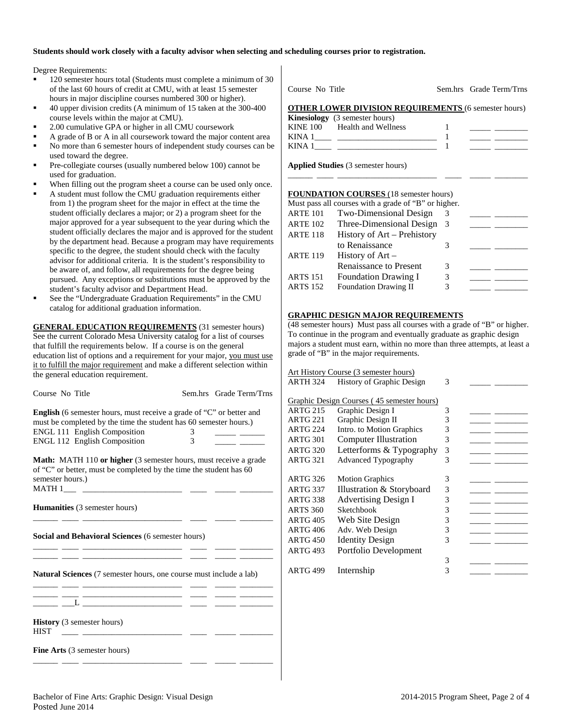**Students should work closely with a faculty advisor when selecting and scheduling courses prior to registration.**

Degree Requirements:

- 120 semester hours total (Students must complete a minimum of 30 of the last 60 hours of credit at CMU, with at least 15 semester hours in major discipline courses numbered 300 or higher).
- 40 upper division credits (A minimum of 15 taken at the 300-400 course levels within the major at CMU).
- 2.00 cumulative GPA or higher in all CMU coursework
- A grade of B or A in all coursework toward the major content area
- No more than 6 semester hours of independent study courses can be used toward the degree.
- Pre-collegiate courses (usually numbered below 100) cannot be used for graduation.
- When filling out the program sheet a course can be used only once.
- A student must follow the CMU graduation requirements either from 1) the program sheet for the major in effect at the time the student officially declares a major; or 2) a program sheet for the major approved for a year subsequent to the year during which the student officially declares the major and is approved for the student by the department head. Because a program may have requirements specific to the degree, the student should check with the faculty advisor for additional criteria. It is the student's responsibility to be aware of, and follow, all requirements for the degree being pursued. Any exceptions or substitutions must be approved by the student's faculty advisor and Department Head.
- See the "Undergraduate Graduation Requirements" in the CMU catalog for additional graduation information.

**GENERAL EDUCATION REQUIREMENTS** (31 semester hours) See the current Colorado Mesa University catalog for a list of courses that fulfill the requirements below. If a course is on the general education list of options and a requirement for your major, you must use it to fulfill the major requirement and make a different selection within the general education requirement.

| Course No | Title | Sem.hrs | Grade | Term/Trns |
|---|---|---|---|---|
| **English** (6 semester hours, must receive a grade of "C" or better and must be completed by the time the student has 60 semester hours.) | | | | |
| ENGL 111 | English Composition | 3 | _____ | ______ |
| ENGL 112 | English Composition | 3 | _____ | ______ |
| **Math:** MATH 110 **or higher** (3 semester hours, must receive a grade of "C" or better, must be completed by the time the student has 60 semester hours.) | | | | |
| MATH 1___ | ________________________ | ____ | _____ | ________ |
| **Humanities** (3 semester hours) | | | | |
| ______ ____ | ________________________ | ____ | _____ | ________ |
| **Social and Behavioral Sciences** (6 semester hours) | | | | |
| ______ ____ | ________________________ | ____ | _____ | ________ |
| ______ ____ | ________________________ | ____ | _____ | ________ |
| **Natural Sciences** (7 semester hours, one course must include a lab) | | | | |
| ______ ____ | ________________________ | ____ | _____ | ________ |
| ______ ____ | ________________________ | ____ | _____ | ________ |
| ______ ___L | ________________________ | ____ | _____ | ________ |
| **History** (3 semester hours) | | | | |
| HIST ____ | ________________________ | ____ | _____ | ________ |
| **Fine Arts** (3 semester hours) | | | | |
| ______ ____ | ________________________ | ____ | _____ | ________ |

| Course No | Title | Sem.hrs | Grade | Term/Trns |
|---|---|---|---|---|
| **OTHER LOWER DIVISION REQUIREMENTS** (6 semester hours) | | | | |
| **Kinesiology** (3 semester hours) | | | | |
| KINE 100 | Health and Wellness | 1 | _____ | ________ |
| KINA 1____ | ________________________ | 1 | _____ | ________ |
| KINA 1____ | ________________________ | 1 | _____ | ________ |
| **Applied Studies** (3 semester hours) | | | | |
| ______ ____ | ________________________ | ____ | _____ | ________ |

**FOUNDATION COURSES** (18 semester hours)
Must pass all courses with a grade of "B" or higher.

| Course No | Title | Sem.hrs | Grade | Term/Trns |
|---|---|---|---|---|
| ARTE 101 | Two-Dimensional Design | 3 | _____ | ________ |
| ARTE 102 | Three-Dimensional Design | 3 | _____ | ________ |
| ARTE 118 | History of Art – Prehistory to Renaissance | 3 | _____ | ________ |
| ARTE 119 | History of Art – Renaissance to Present | 3 | _____ | ________ |
| ARTS 151 | Foundation Drawing I | 3 | _____ | ________ |
| ARTS 152 | Foundation Drawing II | 3 | _____ | ________ |

**GRAPHIC DESIGN MAJOR REQUIREMENTS**
(48 semester hours) Must pass all courses with a grade of "B" or higher. To continue in the program and eventually graduate as graphic design majors a student must earn, within no more than three attempts, at least a grade of "B" in the major requirements.

| Course No | Title | Sem.hrs | Grade | Term/Trns |
|---|---|---|---|---|
| Art History Course (3 semester hours) | | | | |
| ARTH 324 | History of Graphic Design | 3 | _____ | ________ |
| Graphic Design Courses ( 45 semester hours) | | | | |
| ARTG 215 | Graphic Design I | 3 | _____ | ________ |
| ARTG 221 | Graphic Design II | 3 | _____ | ________ |
| ARTG 224 | Intro. to Motion Graphics | 3 | _____ | ________ |
| ARTG 301 | Computer Illustration | 3 | _____ | ________ |
| ARTG 320 | Letterforms & Typography | 3 | _____ | ________ |
| ARTG 321 | Advanced Typography | 3 | _____ | ________ |
| ARTG 326 | Motion Graphics | 3 | _____ | ________ |
| ARTG 337 | Illustration & Storyboard | 3 | _____ | ________ |
| ARTG 338 | Advertising Design I | 3 | _____ | ________ |
| ARTS 360 | Sketchbook | 3 | _____ | ________ |
| ARTG 405 | Web Site Design | 3 | _____ | ________ |
| ARTG 406 | Adv. Web Design | 3 | _____ | ________ |
| ARTG 450 | Identity Design | 3 | _____ | ________ |
| ARTG 493 | Portfolio Development | 3 | _____ | ________ |
| ARTG 499 | Internship | 3 | _____ | ________ |

Bachelor of Fine Arts: Graphic Design: Visual Design
Posted June 2014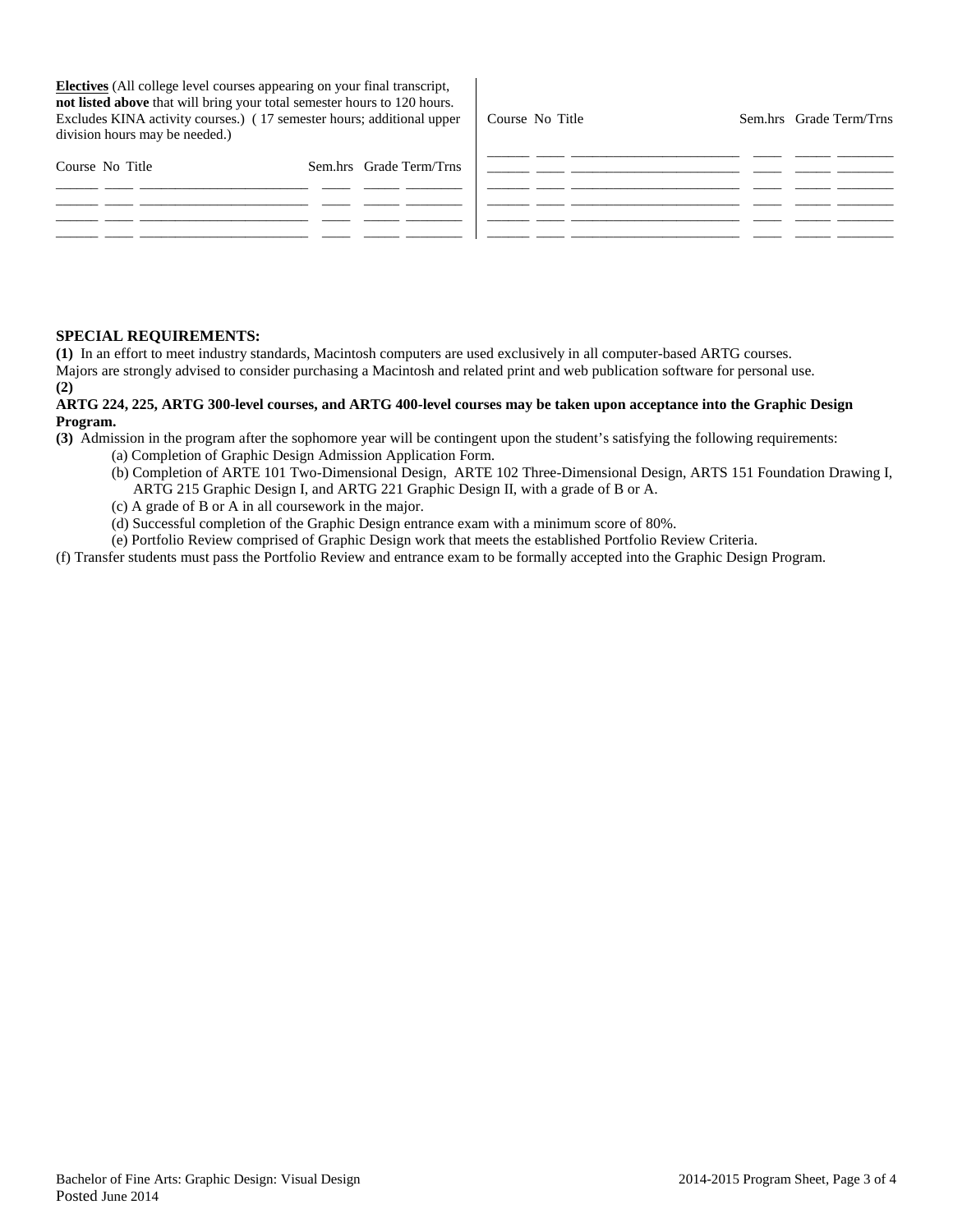**Electives** (All college level courses appearing on your final transcript, **not listed above** that will bring your total semester hours to 120 hours. Excludes KINA activity courses.) ( 17 semester hours; additional upper division hours may be needed.)

| Course | No | Title | Sem.hrs | Grade | Term/Trns |
|---|---|---|---|---|---|
| | | | | | |
| | | | | | |
| | | | | | |
| | | | | | |

| Course | No | Title | Sem.hrs | Grade | Term/Trns |
|---|---|---|---|---|---|
| | | | | | |
| | | | | | |
| | | | | | |
| | | | | | |
| | | | | | |
| | | | | | |

**SPECIAL REQUIREMENTS:**

**(1)** In an effort to meet industry standards, Macintosh computers are used exclusively in all computer-based ARTG courses. Majors are strongly advised to consider purchasing a Macintosh and related print and web publication software for personal use.

**(2)**
**ARTG 224, 225, ARTG 300-level courses, and ARTG 400-level courses may be taken upon acceptance into the Graphic Design Program.**

**(3)** Admission in the program after the sophomore year will be contingent upon the student's satisfying the following requirements:

(a) Completion of Graphic Design Admission Application Form.

(b) Completion of ARTE 101 Two-Dimensional Design, ARTE 102 Three-Dimensional Design, ARTS 151 Foundation Drawing I, ARTG 215 Graphic Design I, and ARTG 221 Graphic Design II, with a grade of B or A.

(c) A grade of B or A in all coursework in the major.

(d) Successful completion of the Graphic Design entrance exam with a minimum score of 80%.

(e) Portfolio Review comprised of Graphic Design work that meets the established Portfolio Review Criteria.

(f) Transfer students must pass the Portfolio Review and entrance exam to be formally accepted into the Graphic Design Program.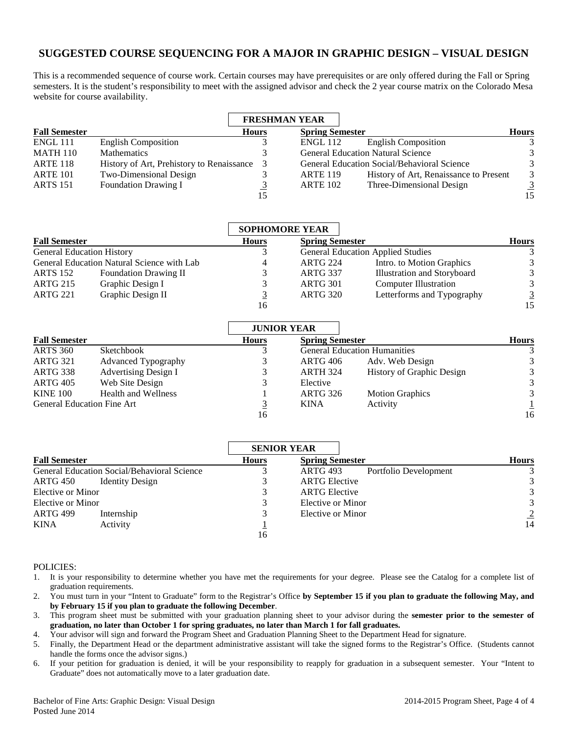## SUGGESTED COURSE SEQUENCING FOR A MAJOR IN GRAPHIC DESIGN – VISUAL DESIGN

This is a recommended sequence of course work. Certain courses may have prerequisites or are only offered during the Fall or Spring semesters. It is the student's responsibility to meet with the assigned advisor and check the 2 year course matrix on the Colorado Mesa website for course availability.

### FRESHMAN YEAR

| Fall Semester | | Hours | Spring Semester | | Hours |
|---|---|---|---|---|---|
| ENGL 111 | English Composition | 3 | ENGL 112 | English Composition | 3 |
| MATH 110 | Mathematics | 3 | General Education Natural Science | | 3 |
| ARTE 118 | History of Art, Prehistory to Renaissance | 3 | General Education Social/Behavioral Science | | 3 |
| ARTE 101 | Two-Dimensional Design | 3 | ARTE 119 | History of Art, Renaissance to Present | 3 |
| ARTS 151 | Foundation Drawing I | 3 | ARTE 102 | Three-Dimensional Design | 3 |
| | | 15 | | | 15 |

### SOPHOMORE YEAR

| Fall Semester | | Hours | Spring Semester | | Hours |
|---|---|---|---|---|---|
| General Education History | | 3 | General Education Applied Studies | | 3 |
| General Education Natural Science with Lab | | 4 | ARTG 224 | Intro. to Motion Graphics | 3 |
| ARTS 152 | Foundation Drawing II | 3 | ARTG 337 | Illustration and Storyboard | 3 |
| ARTG 215 | Graphic Design I | 3 | ARTG 301 | Computer Illustration | 3 |
| ARTG 221 | Graphic Design II | 3 | ARTG 320 | Letterforms and Typography | 3 |
| | | 16 | | | 15 |

### JUNIOR YEAR

| Fall Semester | | Hours | Spring Semester | | Hours |
|---|---|---|---|---|---|
| ARTS 360 | Sketchbook | 3 | General Education Humanities | | 3 |
| ARTG 321 | Advanced Typography | 3 | ARTG 406 | Adv. Web Design | 3 |
| ARTG 338 | Advertising Design I | 3 | ARTH 324 | History of Graphic Design | 3 |
| ARTG 405 | Web Site Design | 3 | Elective | | 3 |
| KINE 100 | Health and Wellness | 1 | ARTG 326 | Motion Graphics | 3 |
| General Education Fine Art | | 3 | KINA | Activity | 1 |
| | | 16 | | | 16 |

### SENIOR YEAR

| Fall Semester | | Hours | Spring Semester | | Hours |
|---|---|---|---|---|---|
| General Education Social/Behavioral Science | | 3 | ARTG 493 | Portfolio Development | 3 |
| ARTG 450 | Identity Design | 3 | ARTG Elective | | 3 |
| Elective or Minor | | 3 | ARTG Elective | | 3 |
| Elective or Minor | | 3 | Elective or Minor | | 3 |
| ARTG 499 | Internship | 3 | Elective or Minor | | 2 |
| KINA | Activity | 1 | | | 14 |
| | | 16 | | | |

POLICIES:

1. It is your responsibility to determine whether you have met the requirements for your degree. Please see the Catalog for a complete list of graduation requirements.
2. You must turn in your "Intent to Graduate" form to the Registrar's Office **by September 15 if you plan to graduate the following May, and by February 15 if you plan to graduate the following December**.
3. This program sheet must be submitted with your graduation planning sheet to your advisor during the **semester prior to the semester of graduation, no later than October 1 for spring graduates, no later than March 1 for fall graduates.**
4. Your advisor will sign and forward the Program Sheet and Graduation Planning Sheet to the Department Head for signature.
5. Finally, the Department Head or the department administrative assistant will take the signed forms to the Registrar's Office. (Students cannot handle the forms once the advisor signs.)
6. If your petition for graduation is denied, it will be your responsibility to reapply for graduation in a subsequent semester. Your "Intent to Graduate" does not automatically move to a later graduation date.

Bachelor of Fine Arts: Graphic Design: Visual Design
Posted June 2014